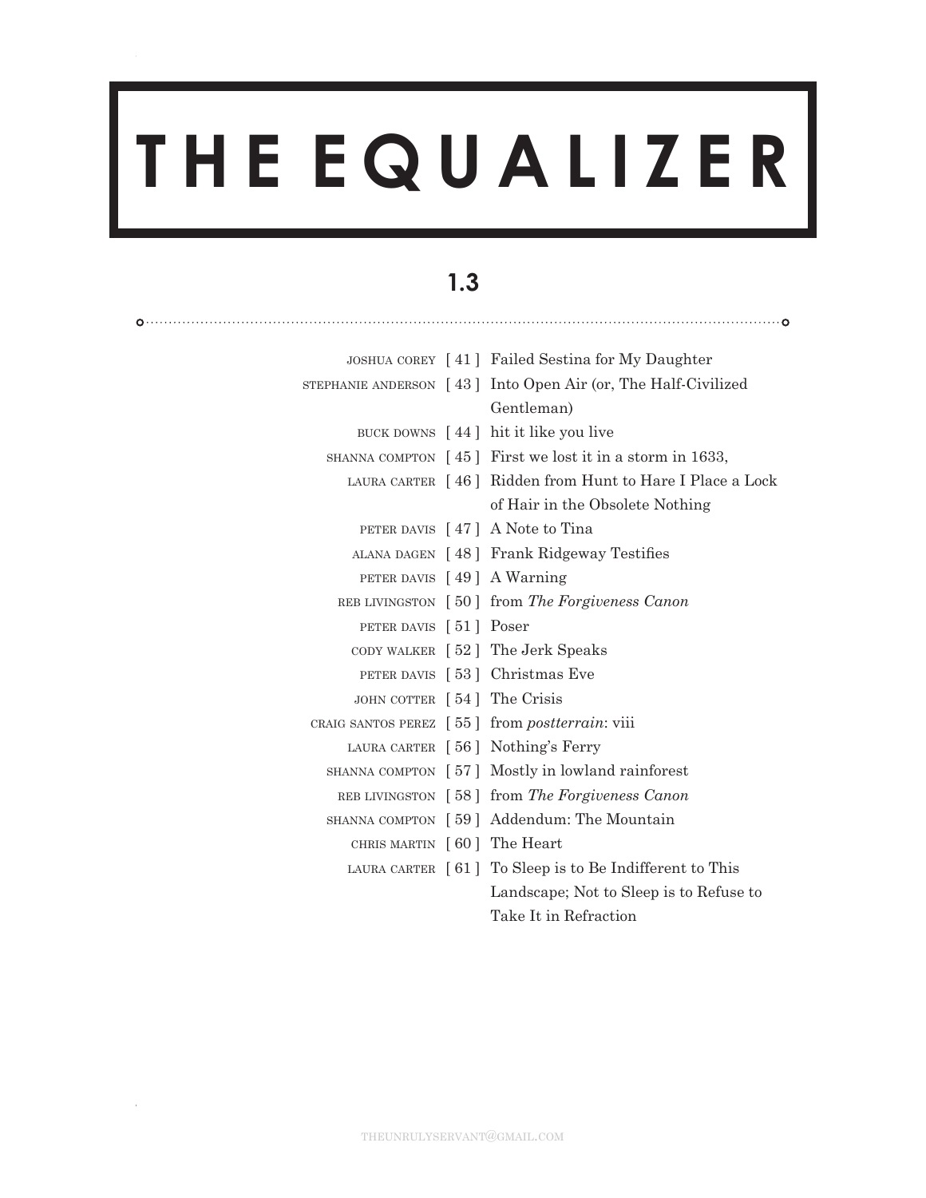# THE EQUALIZER

## 1.3

JOSHUA COREY [ 41 ] Failed Sestina for My Daughter

STEPHANIE ANDERSON [ 43 ] Into Open Air (or, The Half-Civilized Gentleman)

BUCK DOWNS [ 44 ] hit it like you live

SHANNA COMPTON [ 45 ] First we lost it in a storm in 1633,

LAURA CARTER [ 46 ] Ridden from Hunt to Hare I Place a Lock of Hair in the Obsolete Nothing

PETER DAVIS [ 47 ] A Note to Tina

ALANA DAGEN [ 48 ] Frank Ridgeway Testifies

PETER DAVIS [ 49 ] A Warning

REB LIVINGSTON [ 50 ] from *The Forgiveness Canon*

PETER DAVIS [ 51 ] Poser

CODY WALKER [ 52 ] The Jerk Speaks

PETER DAVIS [ 53 ] Christmas Eve

JOHN COTTER [ 54 ] The Crisis

CRAIG SANTOS PEREZ [ 55 ] from *postterrain*: viii

LAURA CARTER [ 56 ] Nothing's Ferry

SHANNA COMPTON [ 57 ] Mostly in lowland rainforest

REB LIVINGSTON [ 58 ] from *The Forgiveness Canon*

SHANNA COMPTON [ 59 ] Addendum: The Mountain

CHRIS MARTIN [ 60 ] The Heart

LAURA CARTER [ 61 ] To Sleep is to Be Indifferent to This Landscape; Not to Sleep is to Refuse to Take It in Refraction

THEUNRULYSERVANT@GMAIL.COM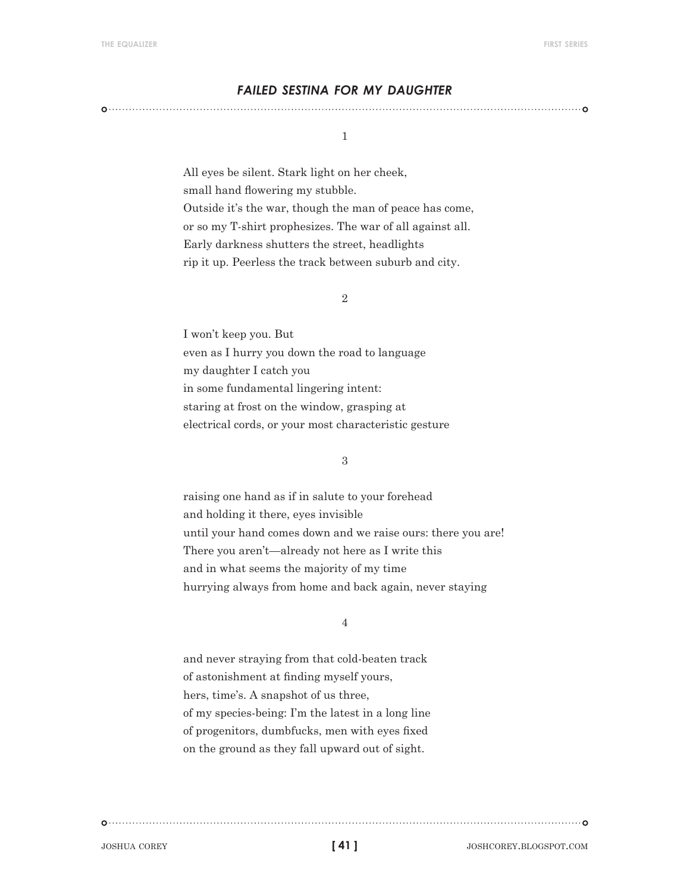### *FAILED SESTINA FOR MY DAUGHTER*

1

All eyes be silent. Stark light on her cheek,  
small hand flowering my stubble.  
Outside it's the war, though the man of peace has come,  
or so my T-shirt prophesizes. The war of all against all.  
Early darkness shutters the street, headlights  
rip it up. Peerless the track between suburb and city.

2

I won't keep you. But  
even as I hurry you down the road to language  
my daughter I catch you  
in some fundamental lingering intent:  
staring at frost on the window, grasping at  
electrical cords, or your most characteristic gesture

3

raising one hand as if in salute to your forehead  
and holding it there, eyes invisible  
until your hand comes down and we raise ours: there you are!  
There you aren't—already not here as I write this  
and in what seems the majority of my time  
hurrying always from home and back again, never staying

4

and never straying from that cold-beaten track  
of astonishment at finding myself yours,  
hers, time's. A snapshot of us three,  
of my species-being: I'm the latest in a long line  
of progenitors, dumbfucks, men with eyes fixed  
on the ground as they fall upward out of sight.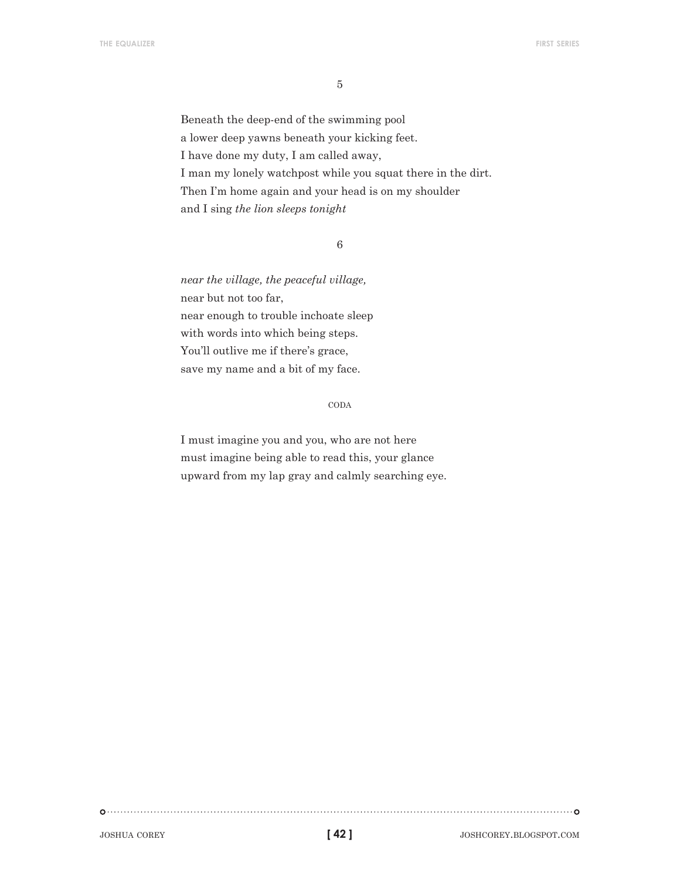5

Beneath the deep-end of the swimming pool  
a lower deep yawns beneath your kicking feet.  
I have done my duty, I am called away,  
I man my lonely watchpost while you squat there in the dirt.  
Then I'm home again and your head is on my shoulder  
and I sing *the lion sleeps tonight*

6

*near the village, the peaceful village,*  
near but not too far,  
near enough to trouble inchoate sleep  
with words into which being steps.  
You'll outlive me if there's grace,  
save my name and a bit of my face.

CODA

I must imagine you and you, who are not here  
must imagine being able to read this, your glance  
upward from my lap gray and calmly searching eye.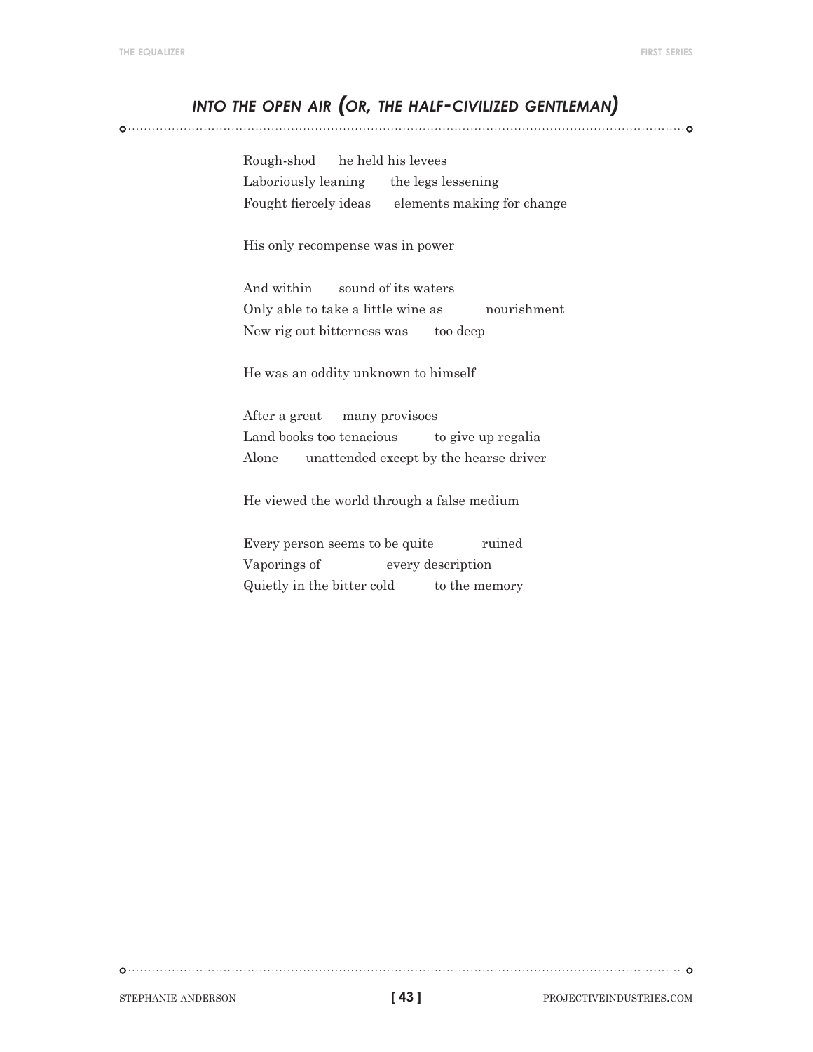## *INTO THE OPEN AIR (OR, THE HALF-CIVILIZED GENTLEMAN)*

Rough-shod      he held his levees
Laboriously leaning      the legs lessening
Fought fiercely ideas      elements making for change

His only recompense was in power

And within      sound of its waters
Only able to take a little wine as      nourishment
New rig out bitterness was      too deep

He was an oddity unknown to himself

After a great      many provisoes
Land books too tenacious      to give up regalia
Alone      unattended except by the hearse driver

He viewed the world through a false medium

Every person seems to be quite      ruined
Vaporings of      every description
Quietly in the bitter cold      to the memory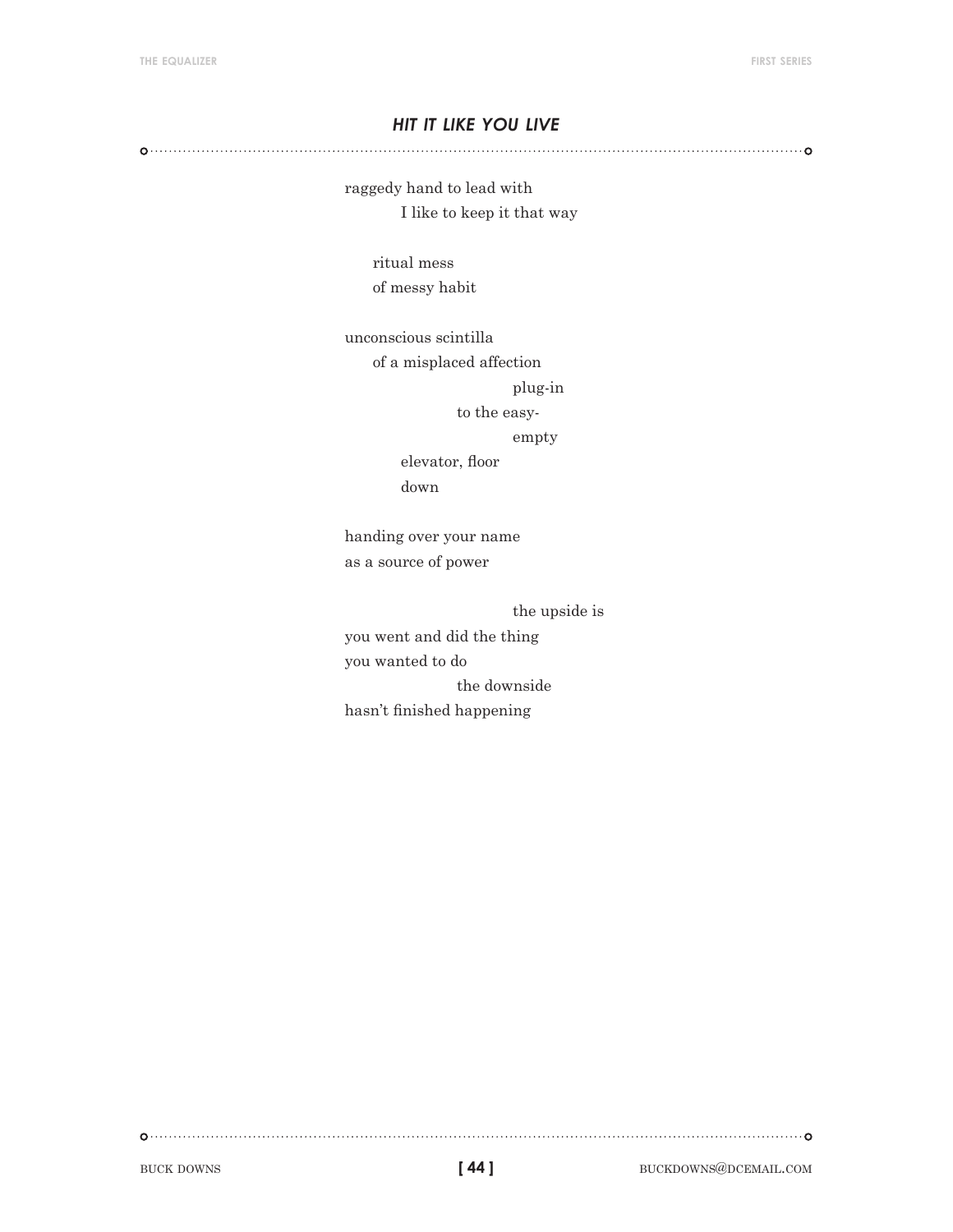## *HIT IT LIKE YOU LIVE*

raggedy hand to lead with
&nbsp;&nbsp;&nbsp;&nbsp;&nbsp;&nbsp;&nbsp;&nbsp;I like to keep it that way

&nbsp;&nbsp;&nbsp;&nbsp;ritual mess
&nbsp;&nbsp;&nbsp;&nbsp;of messy habit

unconscious scintilla
&nbsp;&nbsp;&nbsp;&nbsp;of a misplaced affection
&nbsp;&nbsp;&nbsp;&nbsp;&nbsp;&nbsp;&nbsp;&nbsp;&nbsp;&nbsp;&nbsp;&nbsp;&nbsp;&nbsp;&nbsp;&nbsp;&nbsp;&nbsp;&nbsp;&nbsp;&nbsp;&nbsp;&nbsp;&nbsp;plug-in
&nbsp;&nbsp;&nbsp;&nbsp;&nbsp;&nbsp;&nbsp;&nbsp;&nbsp;&nbsp;&nbsp;&nbsp;&nbsp;&nbsp;&nbsp;&nbsp;to the easy-
&nbsp;&nbsp;&nbsp;&nbsp;&nbsp;&nbsp;&nbsp;&nbsp;&nbsp;&nbsp;&nbsp;&nbsp;&nbsp;&nbsp;&nbsp;&nbsp;&nbsp;&nbsp;&nbsp;&nbsp;&nbsp;&nbsp;&nbsp;&nbsp;empty
&nbsp;&nbsp;&nbsp;&nbsp;&nbsp;&nbsp;&nbsp;&nbsp;elevator, floor
&nbsp;&nbsp;&nbsp;&nbsp;&nbsp;&nbsp;&nbsp;&nbsp;down

handing over your name
as a source of power

&nbsp;&nbsp;&nbsp;&nbsp;&nbsp;&nbsp;&nbsp;&nbsp;&nbsp;&nbsp;&nbsp;&nbsp;&nbsp;&nbsp;&nbsp;&nbsp;&nbsp;&nbsp;&nbsp;&nbsp;&nbsp;&nbsp;&nbsp;&nbsp;the upside is
you went and did the thing
you wanted to do
&nbsp;&nbsp;&nbsp;&nbsp;&nbsp;&nbsp;&nbsp;&nbsp;&nbsp;&nbsp;&nbsp;&nbsp;&nbsp;&nbsp;&nbsp;&nbsp;the downside
hasn't finished happening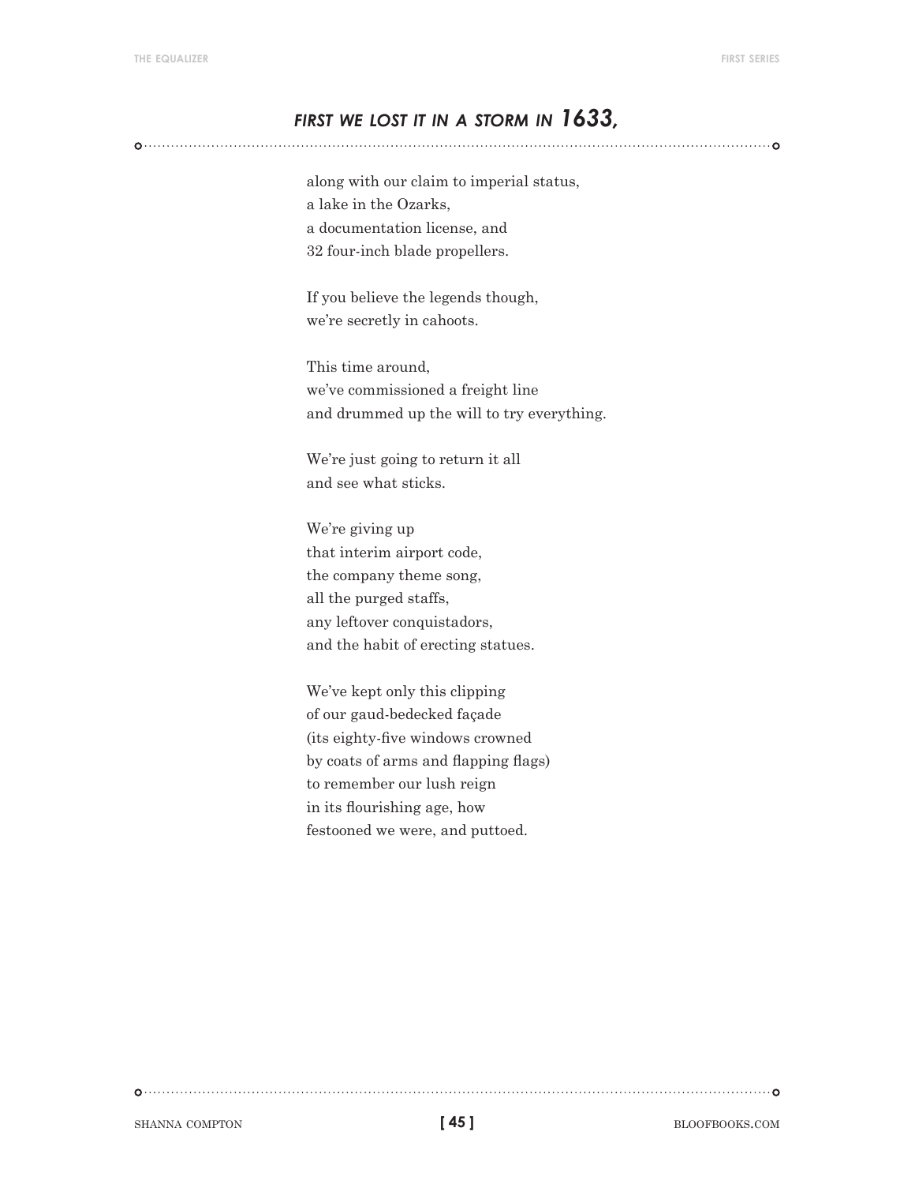## *FIRST WE LOST IT IN A STORM IN 1633,*

along with our claim to imperial status,  
a lake in the Ozarks,  
a documentation license, and  
32 four-inch blade propellers.

If you believe the legends though,  
we're secretly in cahoots.

This time around,  
we've commissioned a freight line  
and drummed up the will to try everything.

We're just going to return it all  
and see what sticks.

We're giving up  
that interim airport code,  
the company theme song,  
all the purged staffs,  
any leftover conquistadors,  
and the habit of erecting statues.

We've kept only this clipping  
of our gaud-bedecked façade  
(its eighty-five windows crowned  
by coats of arms and flapping flags)  
to remember our lush reign  
in its flourishing age, how  
festooned we were, and puttoed.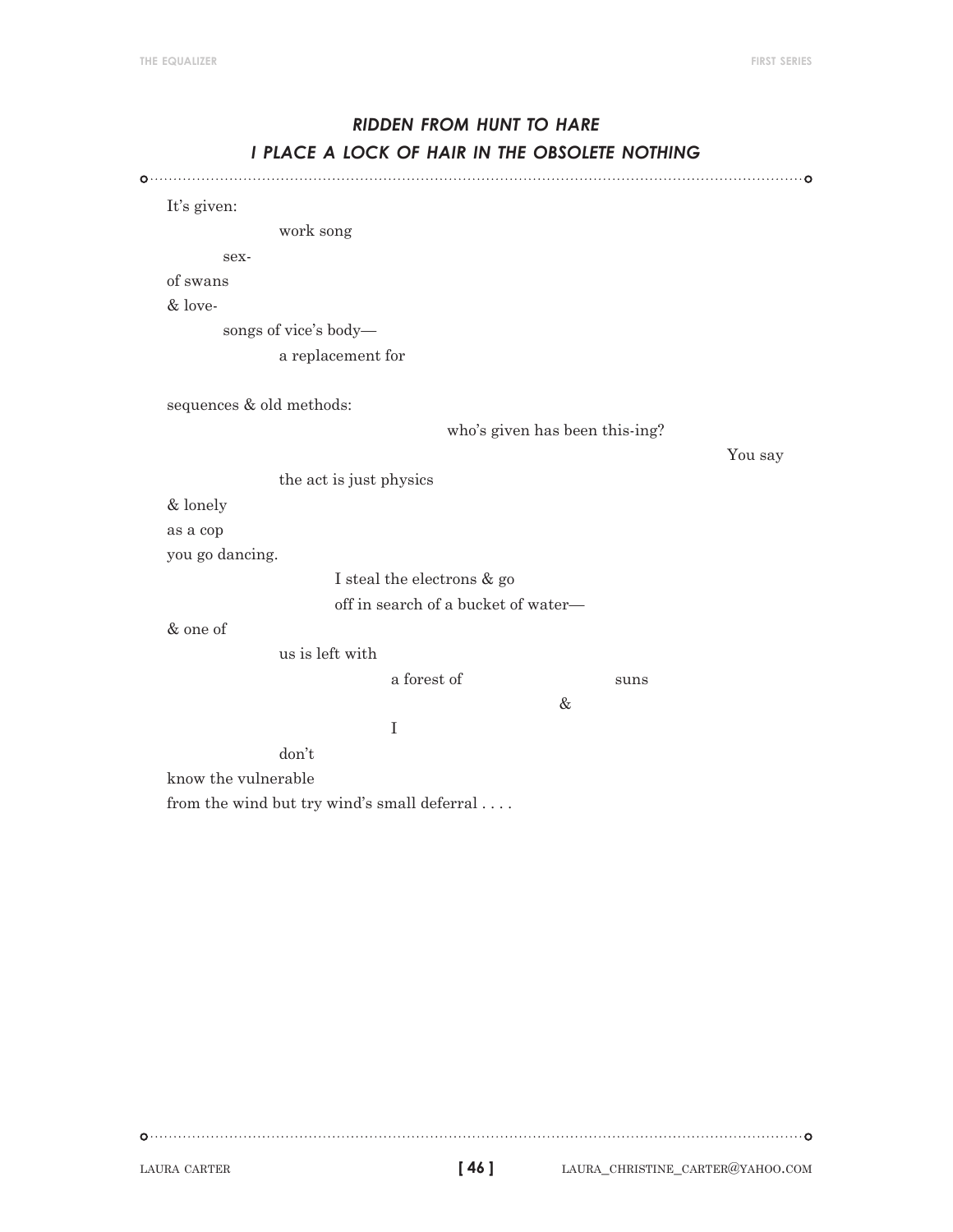## *RIDDEN FROM HUNT TO HARE I PLACE A LOCK OF HAIR IN THE OBSOLETE NOTHING*

It's given:

work song

sex-

of swans

& love-

songs of vice's body—

a replacement for

sequences & old methods:

who's given has been this-ing?

You say

the act is just physics

& lonely

as a cop

you go dancing.

I steal the electrons & go

off in search of a bucket of water—

& one of

us is left with

a forest of suns

&

I

don't

know the vulnerable

from the wind but try wind's small deferral . . . .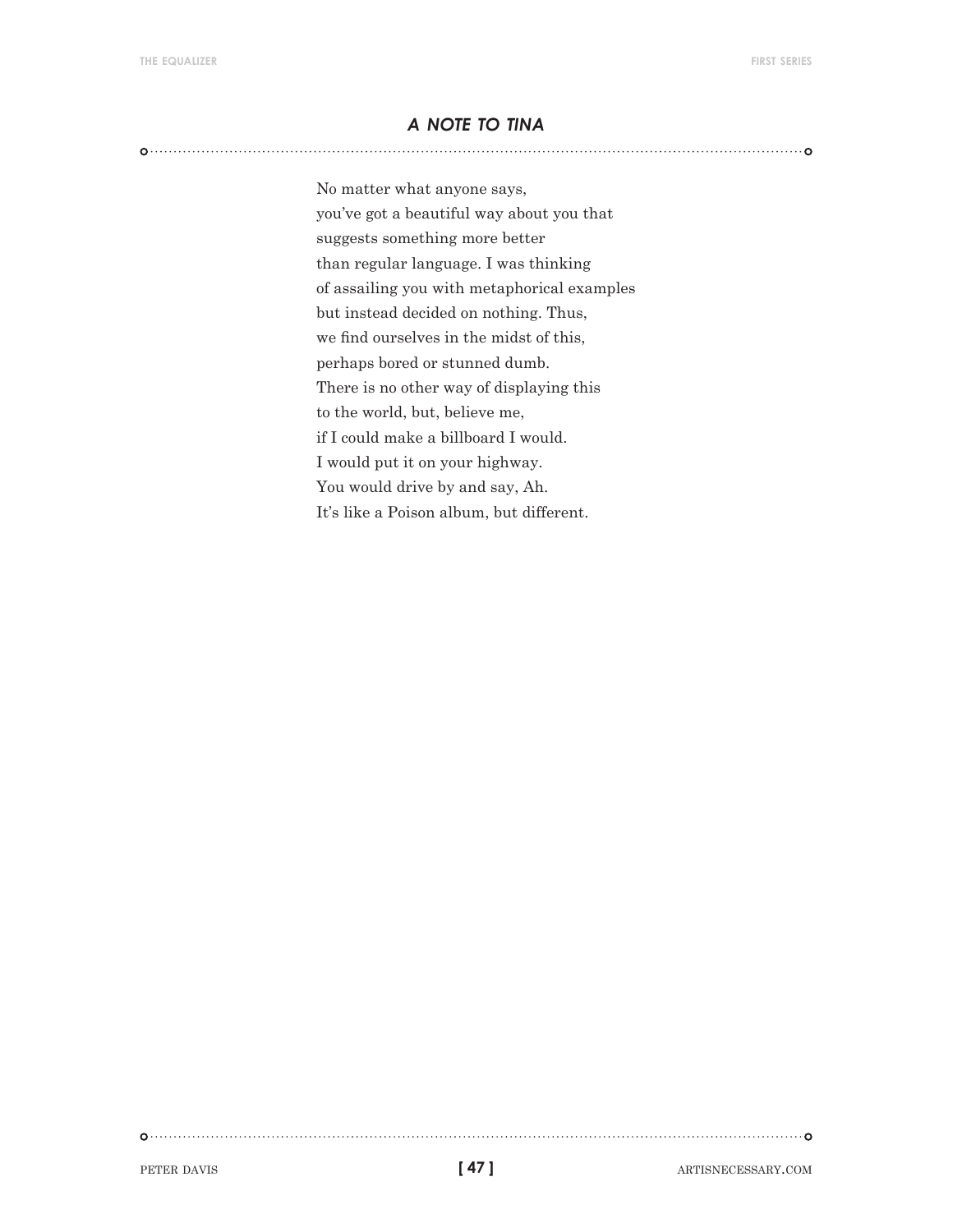## *A NOTE TO TINA*

No matter what anyone says,
you've got a beautiful way about you that
suggests something more better
than regular language. I was thinking
of assailing you with metaphorical examples
but instead decided on nothing. Thus,
we find ourselves in the midst of this,
perhaps bored or stunned dumb.
There is no other way of displaying this
to the world, but, believe me,
if I could make a billboard I would.
I would put it on your highway.
You would drive by and say, Ah.
It's like a Poison album, but different.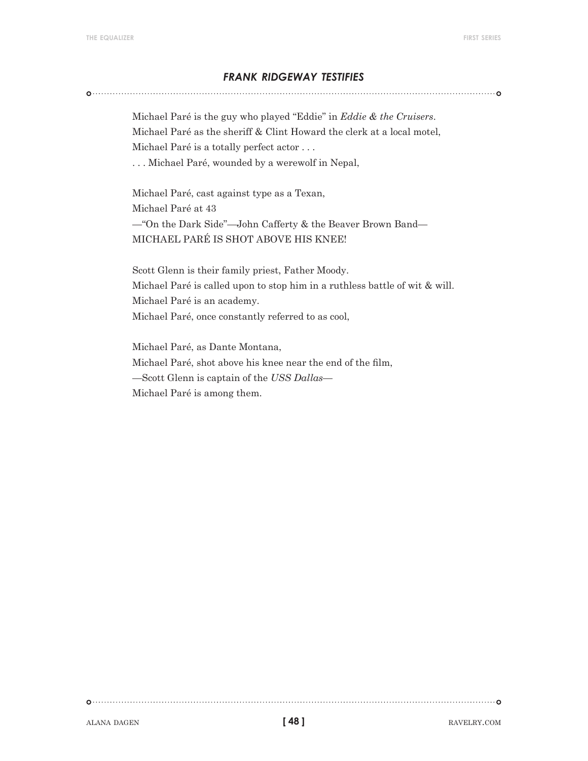### *FRANK RIDGEWAY TESTIFIES*

Michael Paré is the guy who played "Eddie" in *Eddie & the Cruisers*.  
Michael Paré as the sheriff & Clint Howard the clerk at a local motel,  
Michael Paré is a totally perfect actor . . .  
. . . Michael Paré, wounded by a werewolf in Nepal,

Michael Paré, cast against type as a Texan,  
Michael Paré at 43  
—"On the Dark Side"—John Cafferty & the Beaver Brown Band—  
MICHAEL PARÉ IS SHOT ABOVE HIS KNEE!

Scott Glenn is their family priest, Father Moody.  
Michael Paré is called upon to stop him in a ruthless battle of wit & will.  
Michael Paré is an academy.  
Michael Paré, once constantly referred to as cool,

Michael Paré, as Dante Montana,  
Michael Paré, shot above his knee near the end of the film,  
—Scott Glenn is captain of the *USS Dallas*—  
Michael Paré is among them.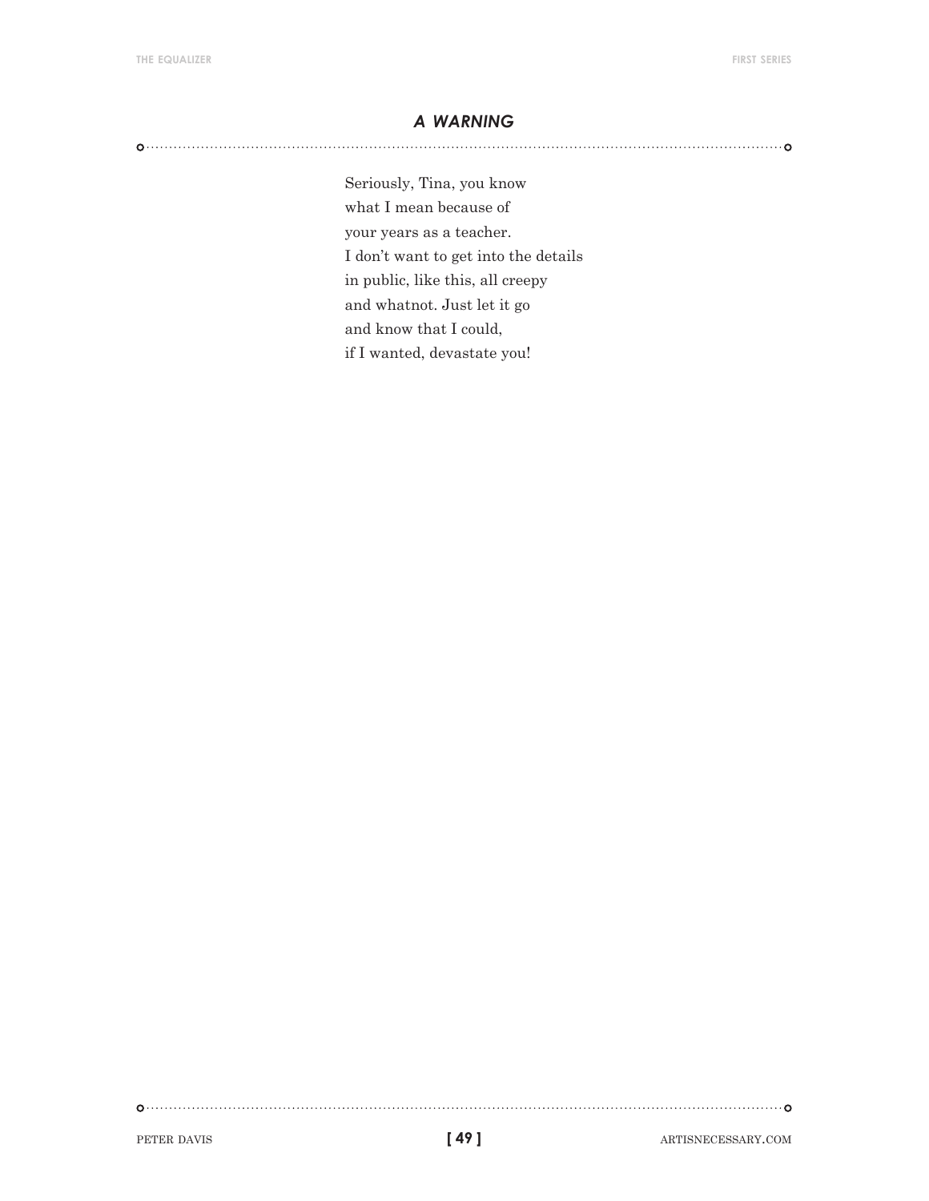## *A WARNING*

Seriously, Tina, you know
what I mean because of
your years as a teacher.
I don't want to get into the details
in public, like this, all creepy
and whatnot. Just let it go
and know that I could,
if I wanted, devastate you!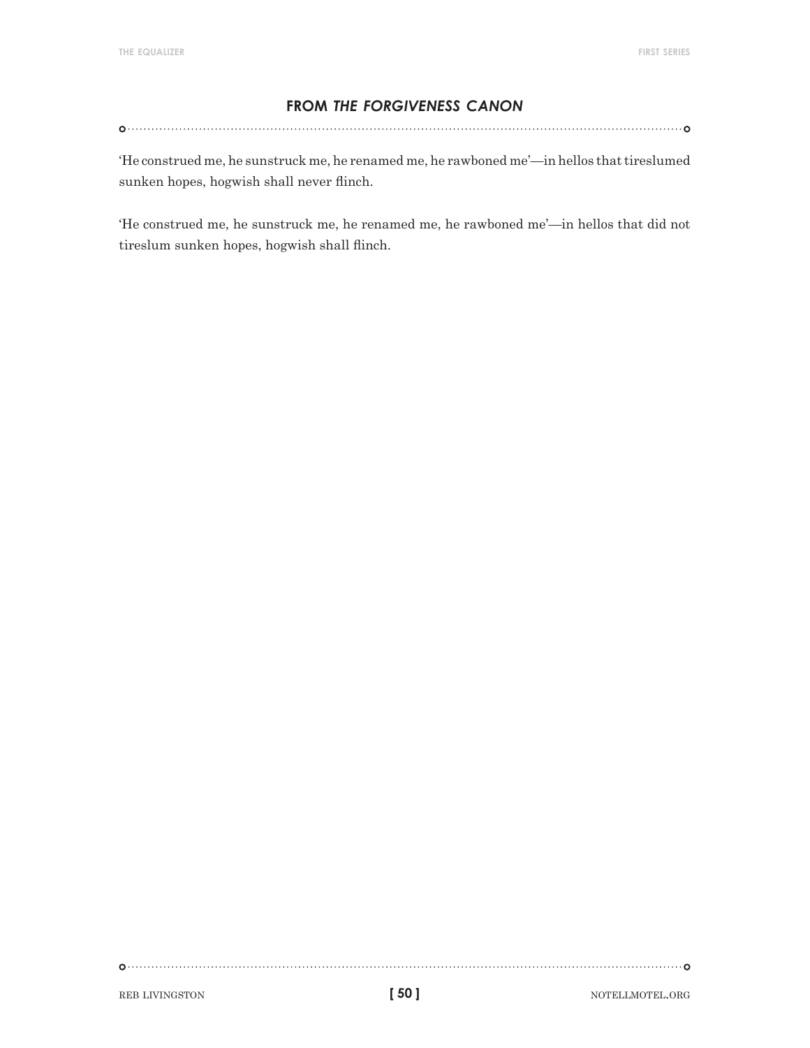## FROM *THE FORGIVENESS CANON*

'He construed me, he sunstruck me, he renamed me, he rawboned me'—in hellos that tireslumed sunken hopes, hogwish shall never flinch.

'He construed me, he sunstruck me, he renamed me, he rawboned me'—in hellos that did not tireslum sunken hopes, hogwish shall flinch.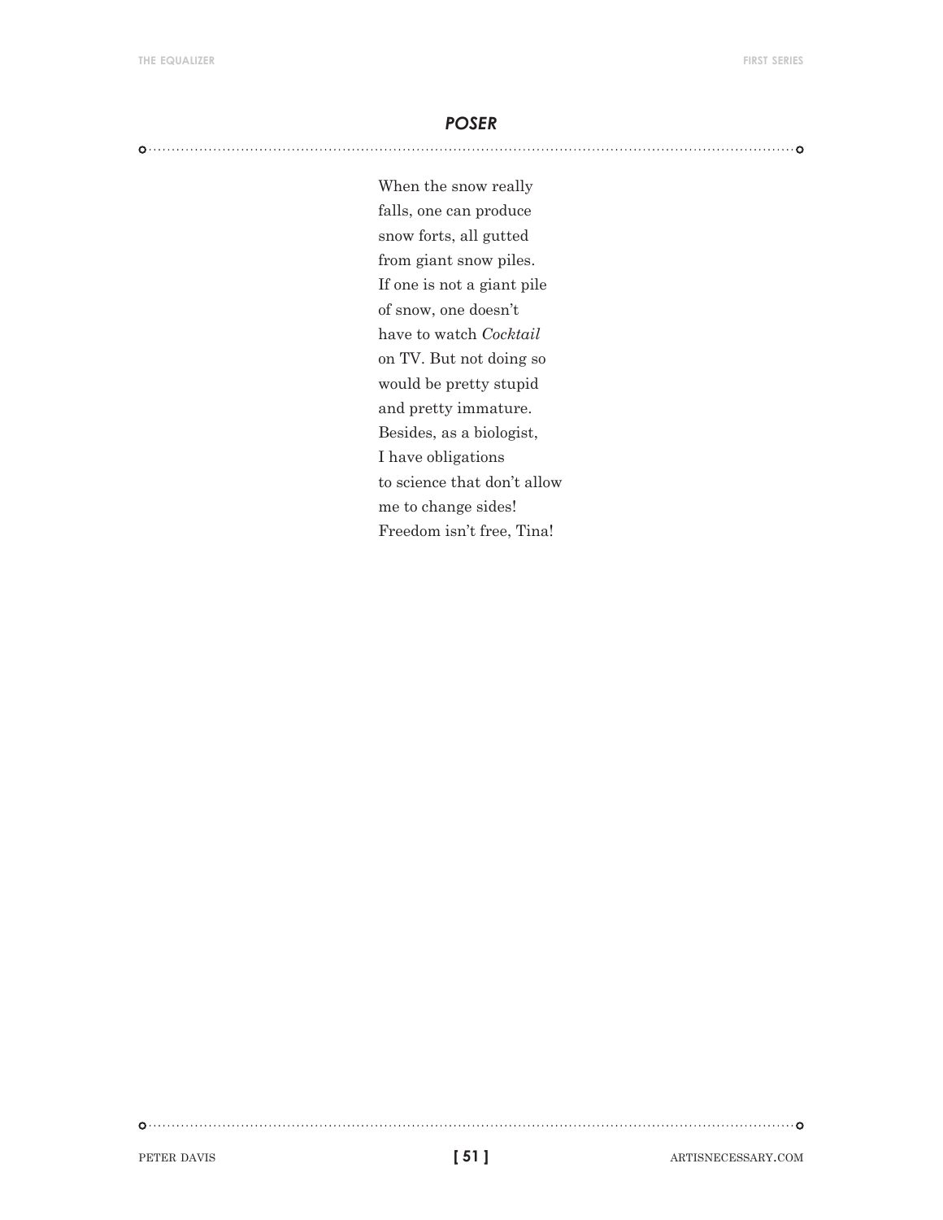## *POSER*

When the snow really  
falls, one can produce  
snow forts, all gutted  
from giant snow piles.  
If one is not a giant pile  
of snow, one doesn't  
have to watch *Cocktail*  
on TV. But not doing so  
would be pretty stupid  
and pretty immature.  
Besides, as a biologist,  
I have obligations  
to science that don't allow  
me to change sides!  
Freedom isn't free, Tina!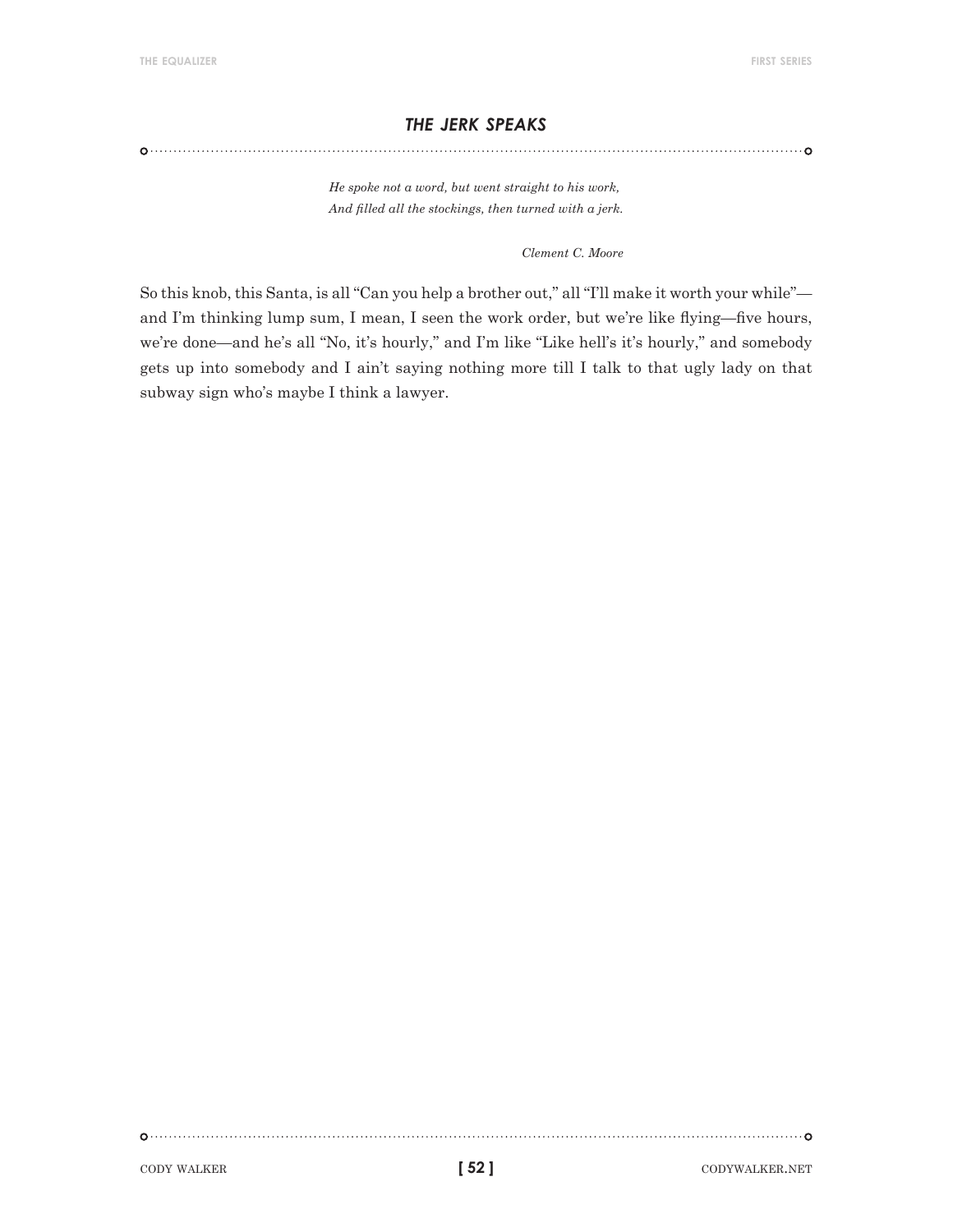## *THE JERK SPEAKS*

*He spoke not a word, but went straight to his work,*
*And filled all the stockings, then turned with a jerk.*

*Clement C. Moore*

So this knob, this Santa, is all "Can you help a brother out," all "I'll make it worth your while"—and I'm thinking lump sum, I mean, I seen the work order, but we're like flying—five hours, we're done—and he's all "No, it's hourly," and I'm like "Like hell's it's hourly," and somebody gets up into somebody and I ain't saying nothing more till I talk to that ugly lady on that subway sign who's maybe I think a lawyer.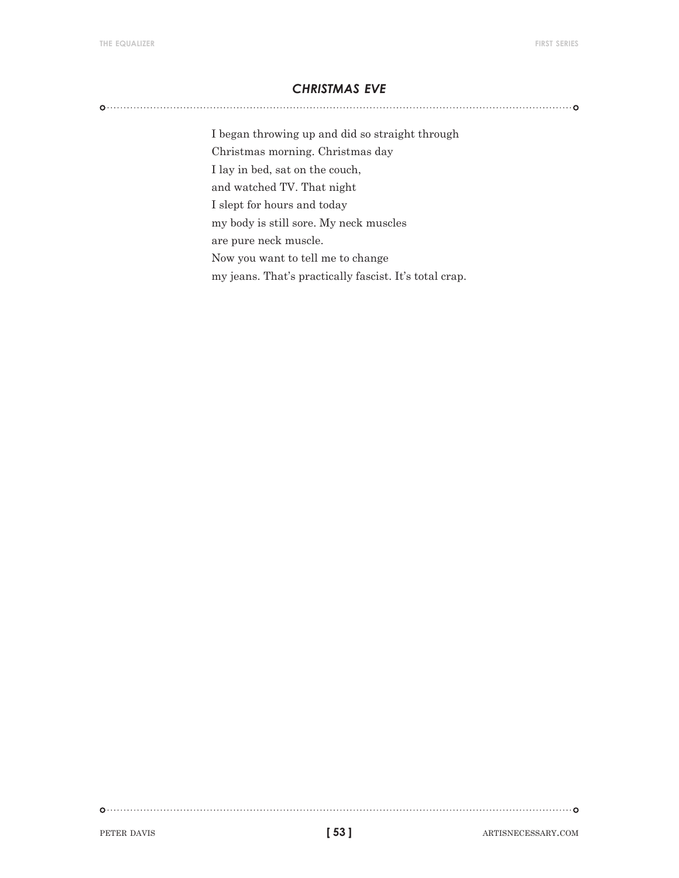## *CHRISTMAS EVE*

I began throwing up and did so straight through  
Christmas morning. Christmas day  
I lay in bed, sat on the couch,  
and watched TV. That night  
I slept for hours and today  
my body is still sore. My neck muscles  
are pure neck muscle.  
Now you want to tell me to change  
my jeans. That's practically fascist. It's total crap.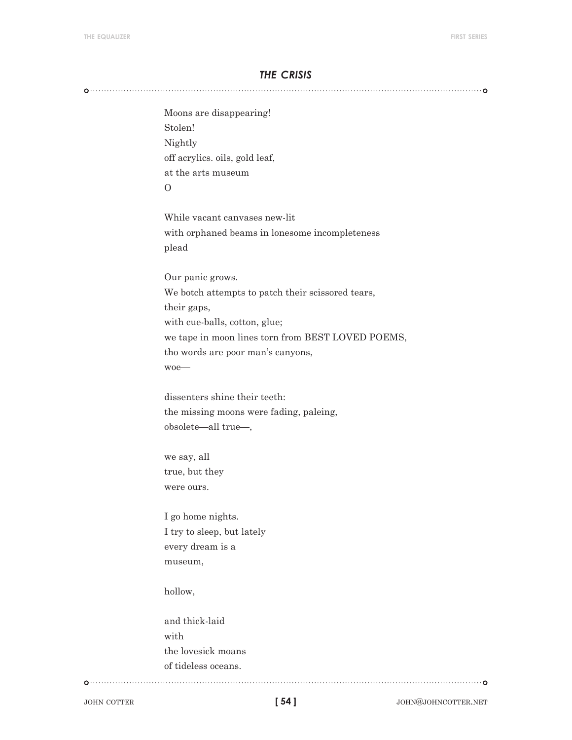## *THE CRISIS*

Moons are disappearing!  
Stolen!  
Nightly  
off acrylics. oils, gold leaf,  
at the arts museum  
O

While vacant canvases new-lit  
with orphaned beams in lonesome incompleteness  
plead

Our panic grows.  
We botch attempts to patch their scissored tears,  
their gaps,  
with cue-balls, cotton, glue;  
we tape in moon lines torn from BEST LOVED POEMS,  
tho words are poor man's canyons,  
woe—

dissenters shine their teeth:  
the missing moons were fading, paleing,  
obsolete—all true—,

we say, all  
true, but they  
were ours.

I go home nights.  
I try to sleep, but lately  
every dream is a  
museum,

hollow,

and thick-laid  
with  
the lovesick moans  
of tideless oceans.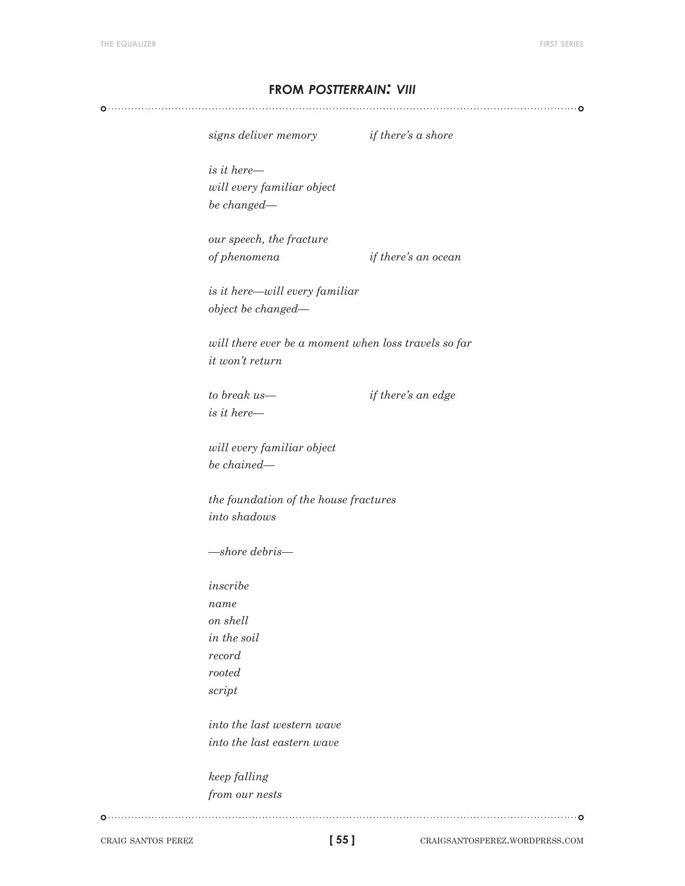## FROM *POSTTERRAIN: VIII*

*signs deliver memory* &nbsp;&nbsp;&nbsp;&nbsp;&nbsp;&nbsp;&nbsp;&nbsp; *if there's a shore*

*is it here—*
*will every familiar object*
*be changed—*

*our speech, the fracture*
*of phenomena* &nbsp;&nbsp;&nbsp;&nbsp;&nbsp;&nbsp;&nbsp;&nbsp; *if there's an ocean*

*is it here—will every familiar*
*object be changed—*

*will there ever be a moment when loss travels so far*
*it won't return*

*to break us—* &nbsp;&nbsp;&nbsp;&nbsp;&nbsp;&nbsp;&nbsp;&nbsp; *if there's an edge*
*is it here—*

*will every familiar object*
*be chained—*

*the foundation of the house fractures*
*into shadows*

*—shore debris—*

*inscribe*
*name*
*on shell*
*in the soil*
*record*
*rooted*
*script*

*into the last western wave*
*into the last eastern wave*

*keep falling*
*from our nests*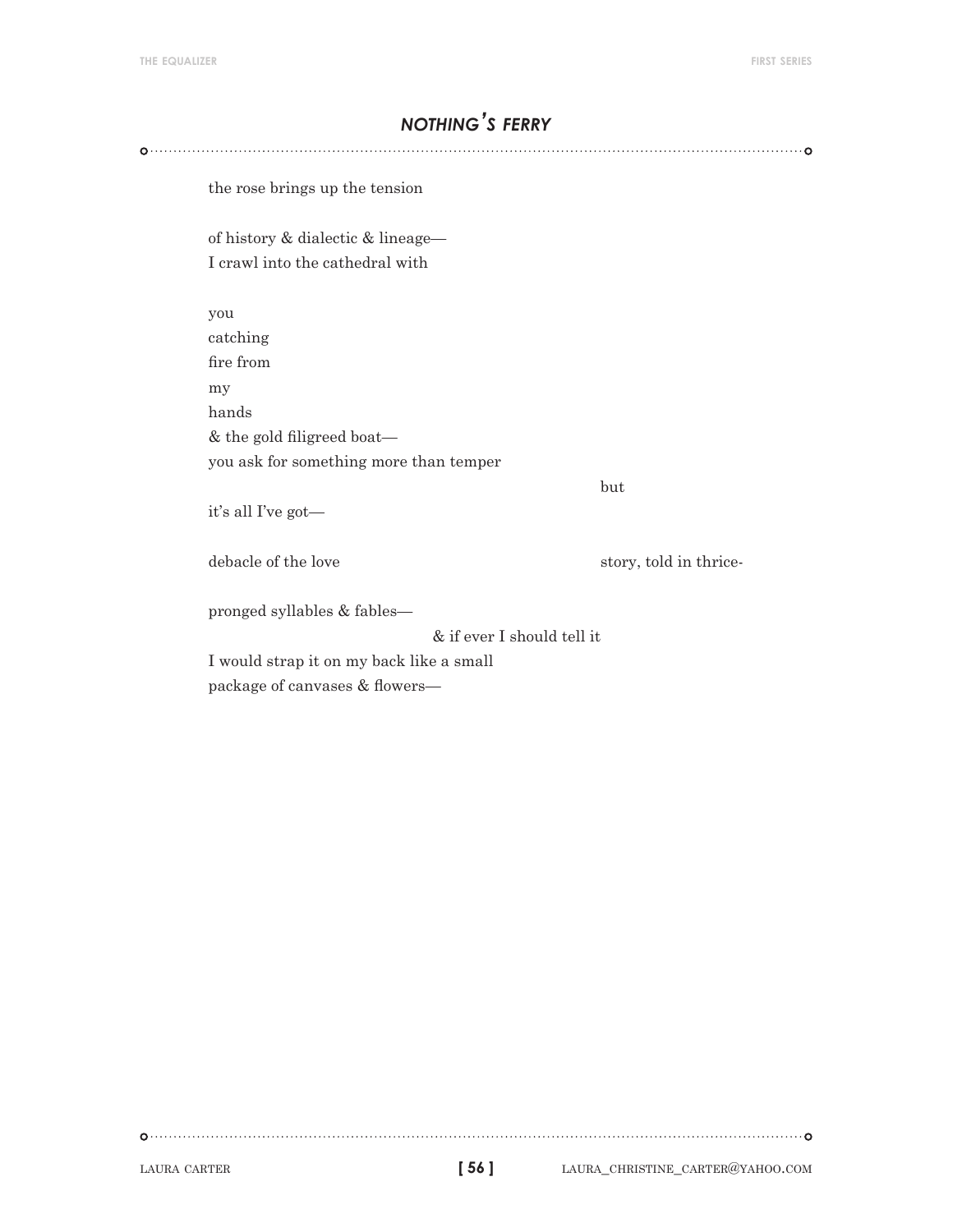## *NOTHING'S FERRY*

the rose brings up the tension

of history & dialectic & lineage—  
I crawl into the cathedral with

you  
catching  
fire from  
my  
hands  
& the gold filigreed boat—  
you ask for something more than temper

                                                            but

it's all I've got—

debacle of the love                                        story, told in thrice-

pronged syllables & fables—  
                              & if ever I should tell it  
I would strap it on my back like a small  
package of canvases & flowers—

LAURA CARTER    LAURA_CHRISTINE_CARTER@YAHOO.COM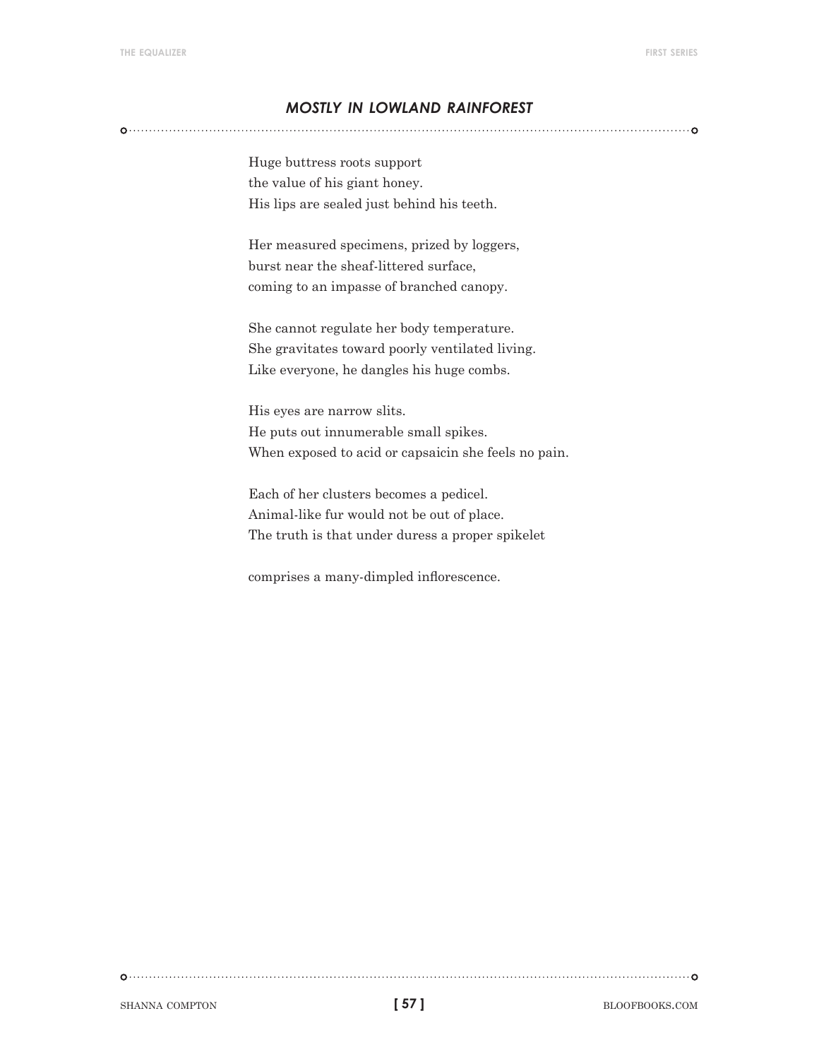## *MOSTLY IN LOWLAND RAINFOREST*

Huge buttress roots support  
the value of his giant honey.  
His lips are sealed just behind his teeth.

Her measured specimens, prized by loggers,  
burst near the sheaf-littered surface,  
coming to an impasse of branched canopy.

She cannot regulate her body temperature.  
She gravitates toward poorly ventilated living.  
Like everyone, he dangles his huge combs.

His eyes are narrow slits.  
He puts out innumerable small spikes.  
When exposed to acid or capsaicin she feels no pain.

Each of her clusters becomes a pedicel.  
Animal-like fur would not be out of place.  
The truth is that under duress a proper spikelet

comprises a many-dimpled inflorescence.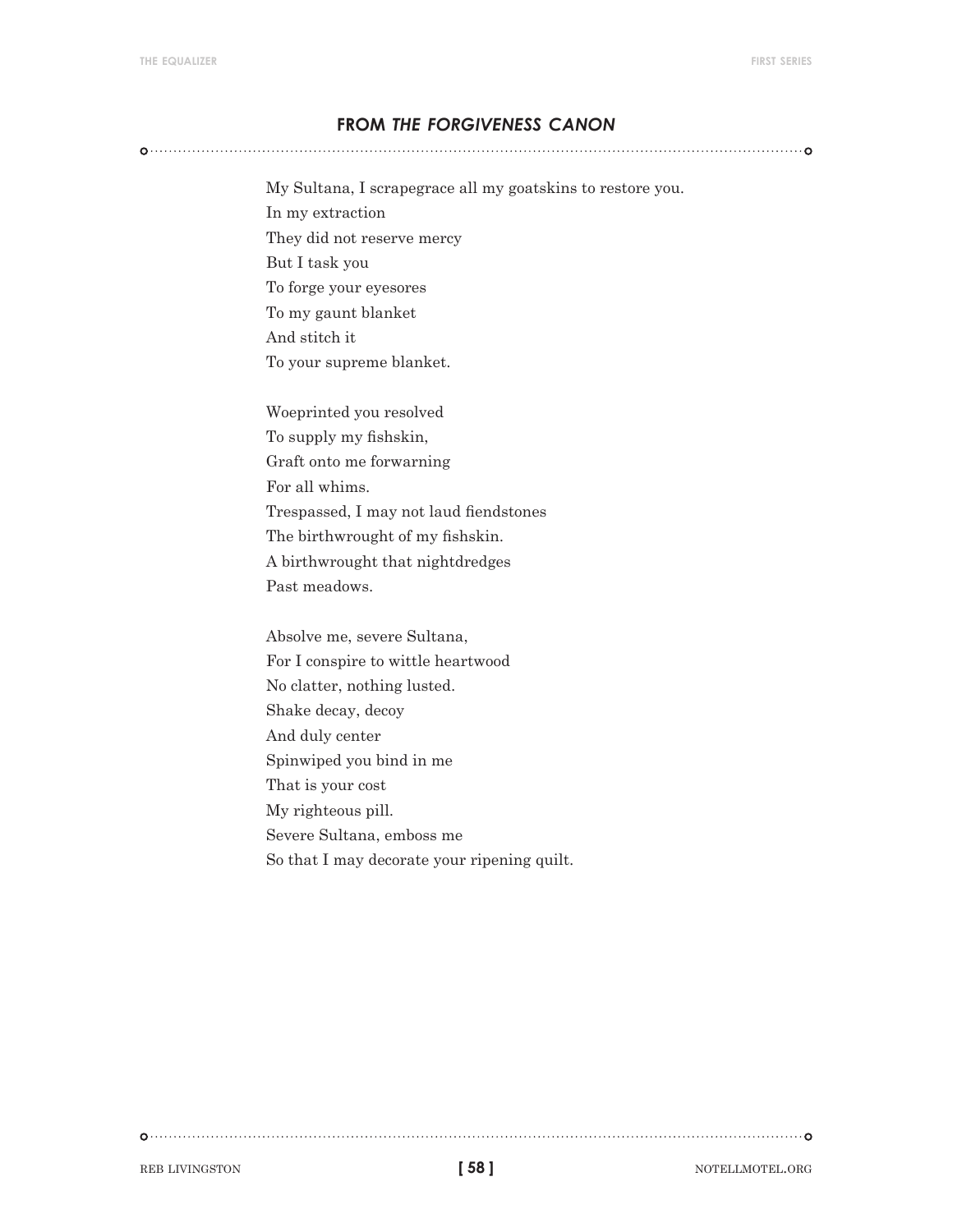## FROM *THE FORGIVENESS CANON*

My Sultana, I scrapegrace all my goatskins to restore you.  
In my extraction  
They did not reserve mercy  
But I task you  
To forge your eyesores  
To my gaunt blanket  
And stitch it  
To your supreme blanket.

Woeprinted you resolved  
To supply my fishskin,  
Graft onto me forwarning  
For all whims.  
Trespassed, I may not laud fiendstones  
The birthwrought of my fishskin.  
A birthwrought that nightdredges  
Past meadows.

Absolve me, severe Sultana,  
For I conspire to wittle heartwood  
No clatter, nothing lusted.  
Shake decay, decoy  
And duly center  
Spinwiped you bind in me  
That is your cost  
My righteous pill.  
Severe Sultana, emboss me  
So that I may decorate your ripening quilt.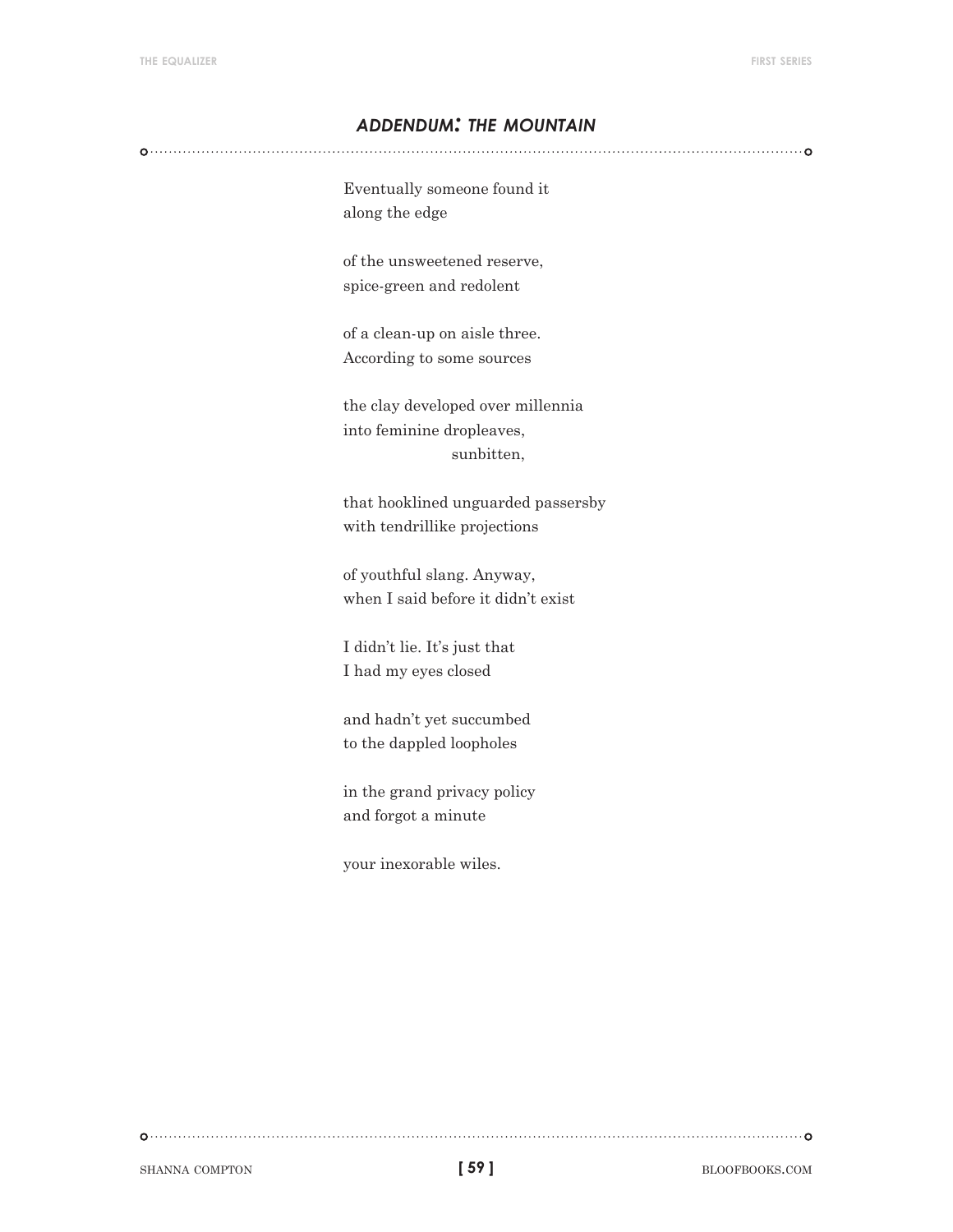## *ADDENDUM: THE MOUNTAIN*

Eventually someone found it
along the edge

of the unsweetened reserve,
spice-green and redolent

of a clean-up on aisle three.
According to some sources

the clay developed over millennia
into feminine dropleaves,
sunbitten,

that hooklined unguarded passersby
with tendrillike projections

of youthful slang. Anyway,
when I said before it didn't exist

I didn't lie. It's just that
I had my eyes closed

and hadn't yet succumbed
to the dappled loopholes

in the grand privacy policy
and forgot a minute

your inexorable wiles.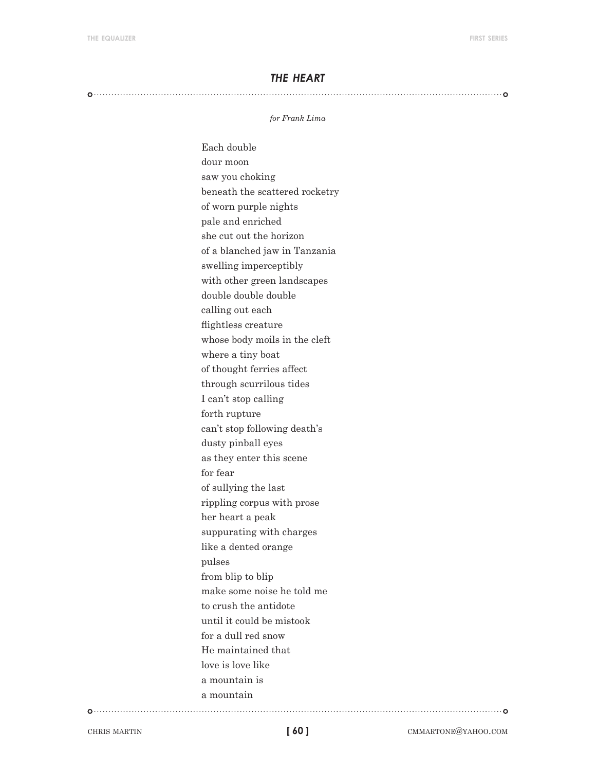## *THE HEART*

*for Frank Lima*

Each double  
dour moon  
saw you choking  
beneath the scattered rocketry  
of worn purple nights  
pale and enriched  
she cut out the horizon  
of a blanched jaw in Tanzania  
swelling imperceptibly  
with other green landscapes  
double double double  
calling out each  
flightless creature  
whose body moils in the cleft  
where a tiny boat  
of thought ferries affect  
through scurrilous tides  
I can't stop calling  
forth rupture  
can't stop following death's  
dusty pinball eyes  
as they enter this scene  
for fear  
of sullying the last  
rippling corpus with prose  
her heart a peak  
suppurating with charges  
like a dented orange  
pulses  
from blip to blip  
make some noise he told me  
to crush the antidote  
until it could be mistook  
for a dull red snow  
He maintained that  
love is love like  
a mountain is  
a mountain

CHRIS MARTIN — CMMARTONE@YAHOO.COM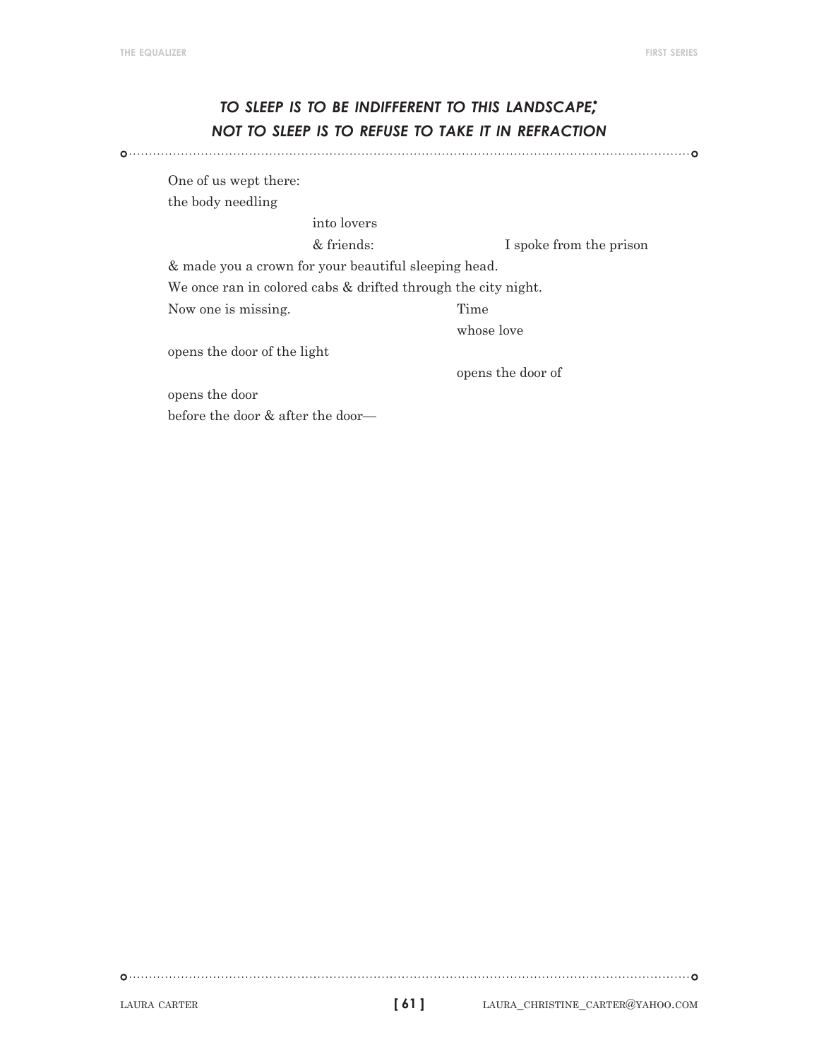## *TO SLEEP IS TO BE INDIFFERENT TO THIS LANDSCAPE; NOT TO SLEEP IS TO REFUSE TO TAKE IT IN REFRACTION*

One of us wept there:  
the body needling  
                                        into lovers  
                                        & friends:                                I spoke from the prison  
& made you a crown for your beautiful sleeping head.  
We once ran in colored cabs & drifted through the city night.  
Now one is missing.                                Time  
                                                                whose love  
opens the door of the light  
                                                                opens the door of  
opens the door  
before the door & after the door—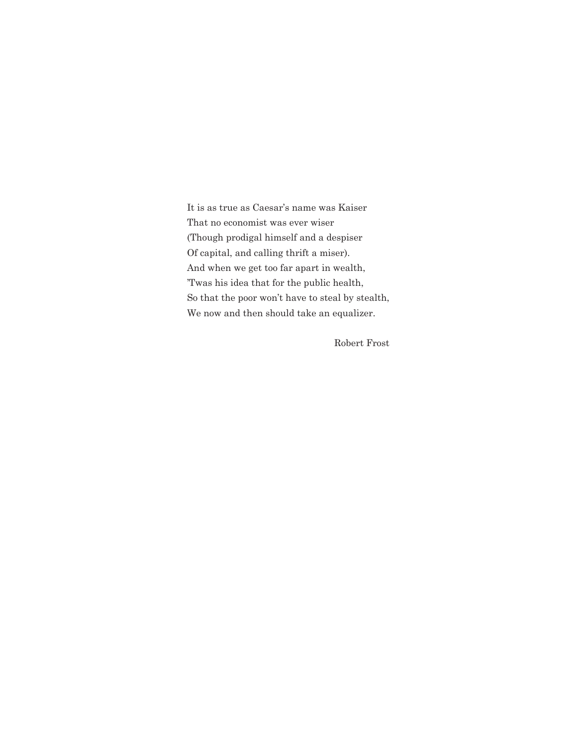It is as true as Caesar's name was Kaiser  
That no economist was ever wiser  
(Though prodigal himself and a despiser  
Of capital, and calling thrift a miser).  
And when we get too far apart in wealth,  
'Twas his idea that for the public health,  
So that the poor won't have to steal by stealth,  
We now and then should take an equalizer.

Robert Frost